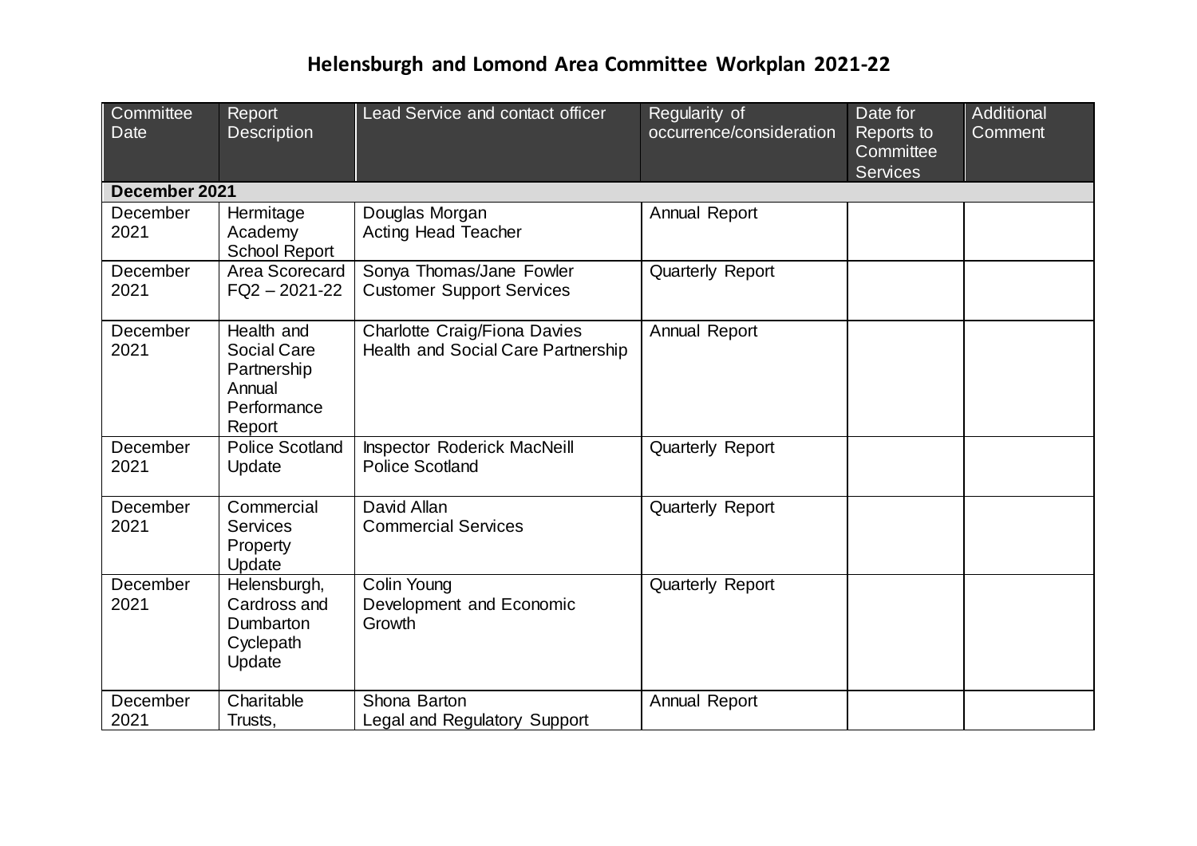# Helensburgh and Lomond Area Committee Workplan 2021-22

| Committee Date | Report Description | Lead Service and contact officer | Regularity of occurrence/consideration | Date for Reports to Committee Services | Additional Comment |
|---|---|---|---|---|---|
| **December 2021** | | | | | |
| December 2021 | Hermitage Academy School Report | Douglas Morgan<br>Acting Head Teacher | Annual Report | | |
| December 2021 | Area Scorecard FQ2 – 2021-22 | Sonya Thomas/Jane Fowler<br>Customer Support Services | Quarterly Report | | |
| December 2021 | Health and Social Care Partnership Annual Performance Report | Charlotte Craig/Fiona Davies<br>Health and Social Care Partnership | Annual Report | | |
| December 2021 | Police Scotland Update | Inspector Roderick MacNeill<br>Police Scotland | Quarterly Report | | |
| December 2021 | Commercial Services Property Update | David Allan<br>Commercial Services | Quarterly Report | | |
| December 2021 | Helensburgh, Cardross and Dumbarton Cyclepath Update | Colin Young<br>Development and Economic Growth | Quarterly Report | | |
| December 2021 | Charitable Trusts, | Shona Barton<br>Legal and Regulatory Support | Annual Report | | |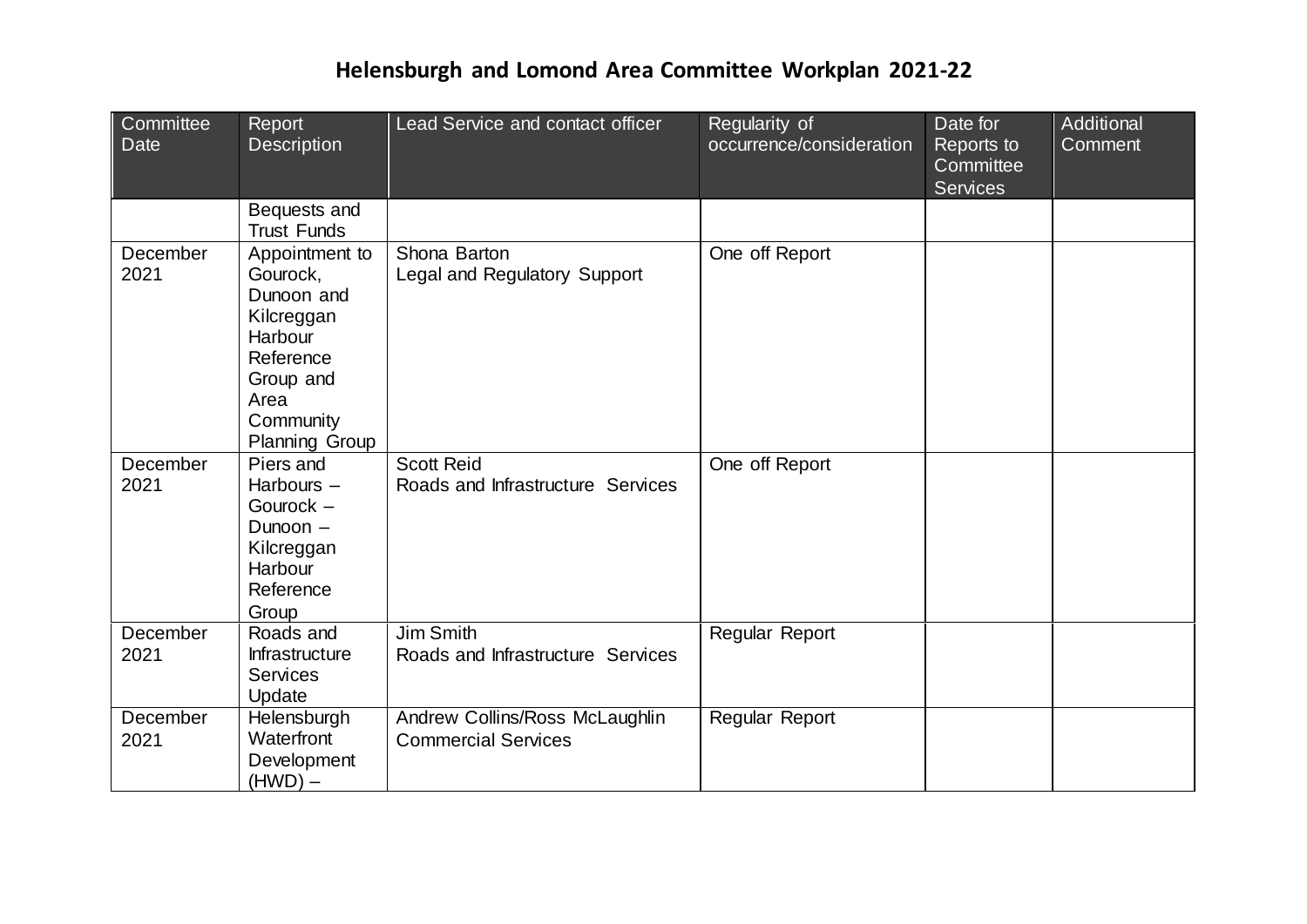## Helensburgh and Lomond Area Committee Workplan 2021-22

| Committee Date | Report Description | Lead Service and contact officer | Regularity of occurrence/consideration | Date for Reports to Committee Services | Additional Comment |
|---|---|---|---|---|---|
| | Bequests and Trust Funds | | | | |
| December 2021 | Appointment to Gourock, Dunoon and Kilcreggan Harbour Reference Group and Area Community Planning Group | Shona Barton Legal and Regulatory Support | One off Report | | |
| December 2021 | Piers and Harbours – Gourock – Dunoon – Kilcreggan Harbour Reference Group | Scott Reid Roads and Infrastructure Services | One off Report | | |
| December 2021 | Roads and Infrastructure Services Update | Jim Smith Roads and Infrastructure Services | Regular Report | | |
| December 2021 | Helensburgh Waterfront Development (HWD) – | Andrew Collins/Ross McLaughlin Commercial Services | Regular Report | | |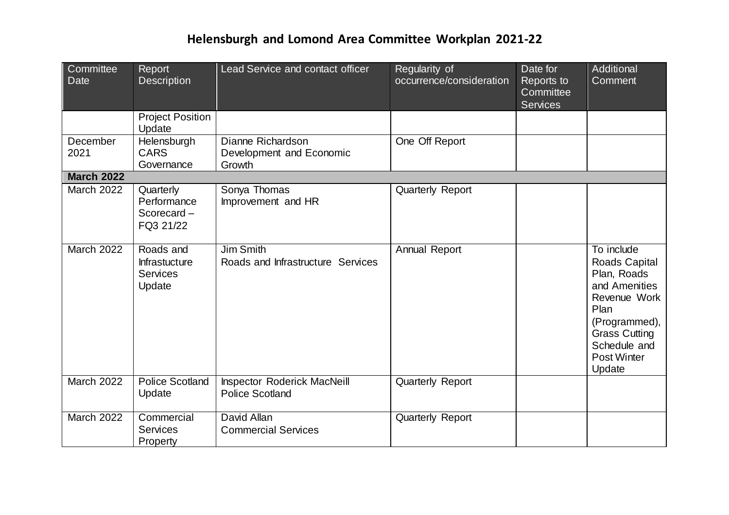# Helensburgh and Lomond Area Committee Workplan 2021-22

| Committee Date | Report Description | Lead Service and contact officer | Regularity of occurrence/consideration | Date for Reports to Committee Services | Additional Comment |
|---|---|---|---|---|---|
| | Project Position Update | | | | |
| December 2021 | Helensburgh CARS Governance | Dianne Richardson Development and Economic Growth | One Off Report | | |
| **March 2022** | | | | | |
| March 2022 | Quarterly Performance Scorecard – FQ3 21/22 | Sonya Thomas Improvement and HR | Quarterly Report | | |
| March 2022 | Roads and Infrastucture Services Update | Jim Smith Roads and Infrastructure Services | Annual Report | | To include Roads Capital Plan, Roads and Amenities Revenue Work Plan (Programmed), Grass Cutting Schedule and Post Winter Update |
| March 2022 | Police Scotland Update | Inspector Roderick MacNeill Police Scotland | Quarterly Report | | |
| March 2022 | Commercial Services Property | David Allan Commercial Services | Quarterly Report | | |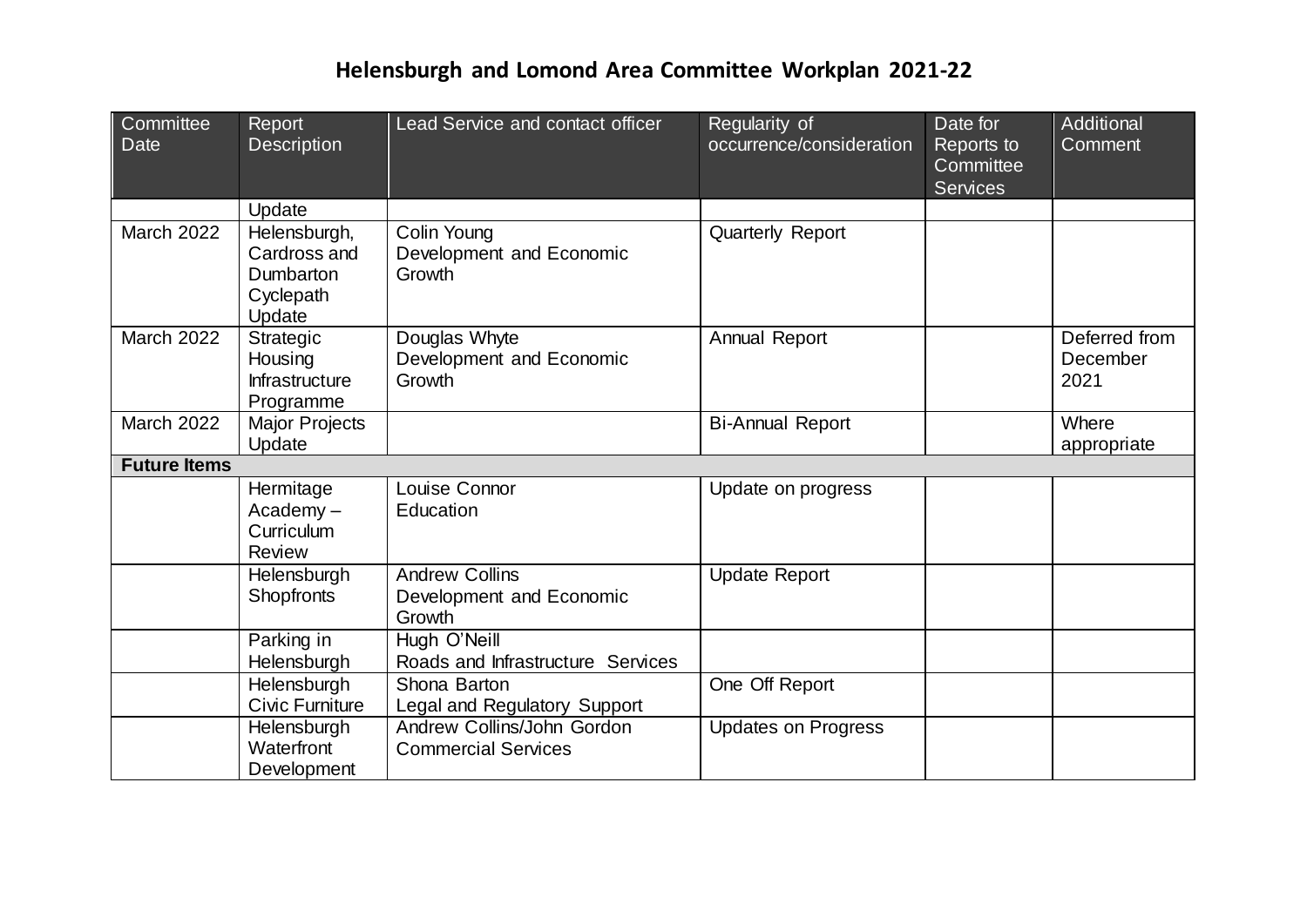# Helensburgh and Lomond Area Committee Workplan 2021-22

| Committee Date | Report Description | Lead Service and contact officer | Regularity of occurrence/consideration | Date for Reports to Committee Services | Additional Comment |
|---|---|---|---|---|---|
| | Update | | | | |
| March 2022 | Helensburgh, Cardross and Dumbarton Cyclepath Update | Colin Young Development and Economic Growth | Quarterly Report | | |
| March 2022 | Strategic Housing Infrastructure Programme | Douglas Whyte Development and Economic Growth | Annual Report | | Deferred from December 2021 |
| March 2022 | Major Projects Update | | Bi-Annual Report | | Where appropriate |
| **Future Items** | | | | | |
| | Hermitage Academy – Curriculum Review | Louise Connor Education | Update on progress | | |
| | Helensburgh Shopfronts | Andrew Collins Development and Economic Growth | Update Report | | |
| | Parking in Helensburgh | Hugh O'Neill Roads and Infrastructure Services | | | |
| | Helensburgh Civic Furniture | Shona Barton Legal and Regulatory Support | One Off Report | | |
| | Helensburgh Waterfront Development | Andrew Collins/John Gordon Commercial Services | Updates on Progress | | |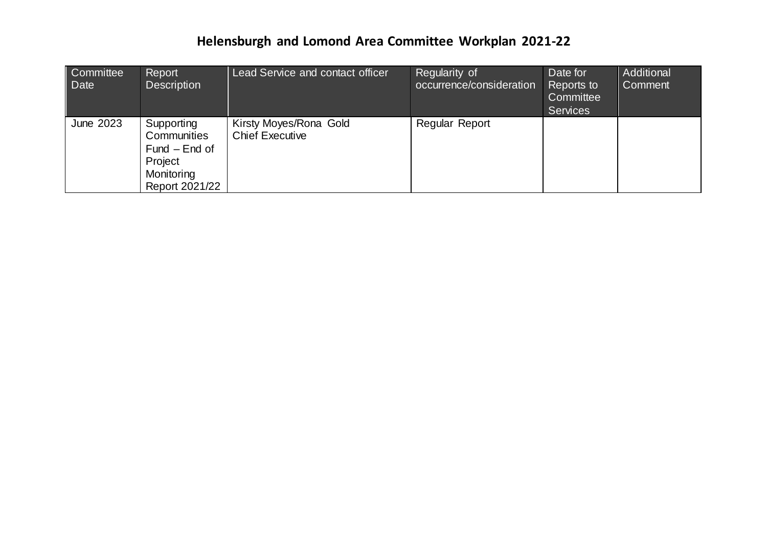# Helensburgh and Lomond Area Committee Workplan 2021-22

| Committee Date | Report Description | Lead Service and contact officer | Regularity of occurrence/consideration | Date for Reports to Committee Services | Additional Comment |
|---|---|---|---|---|---|
| June 2023 | Supporting Communities Fund – End of Project Monitoring Report 2021/22 | Kirsty Moyes/Rona Gold Chief Executive | Regular Report | | |